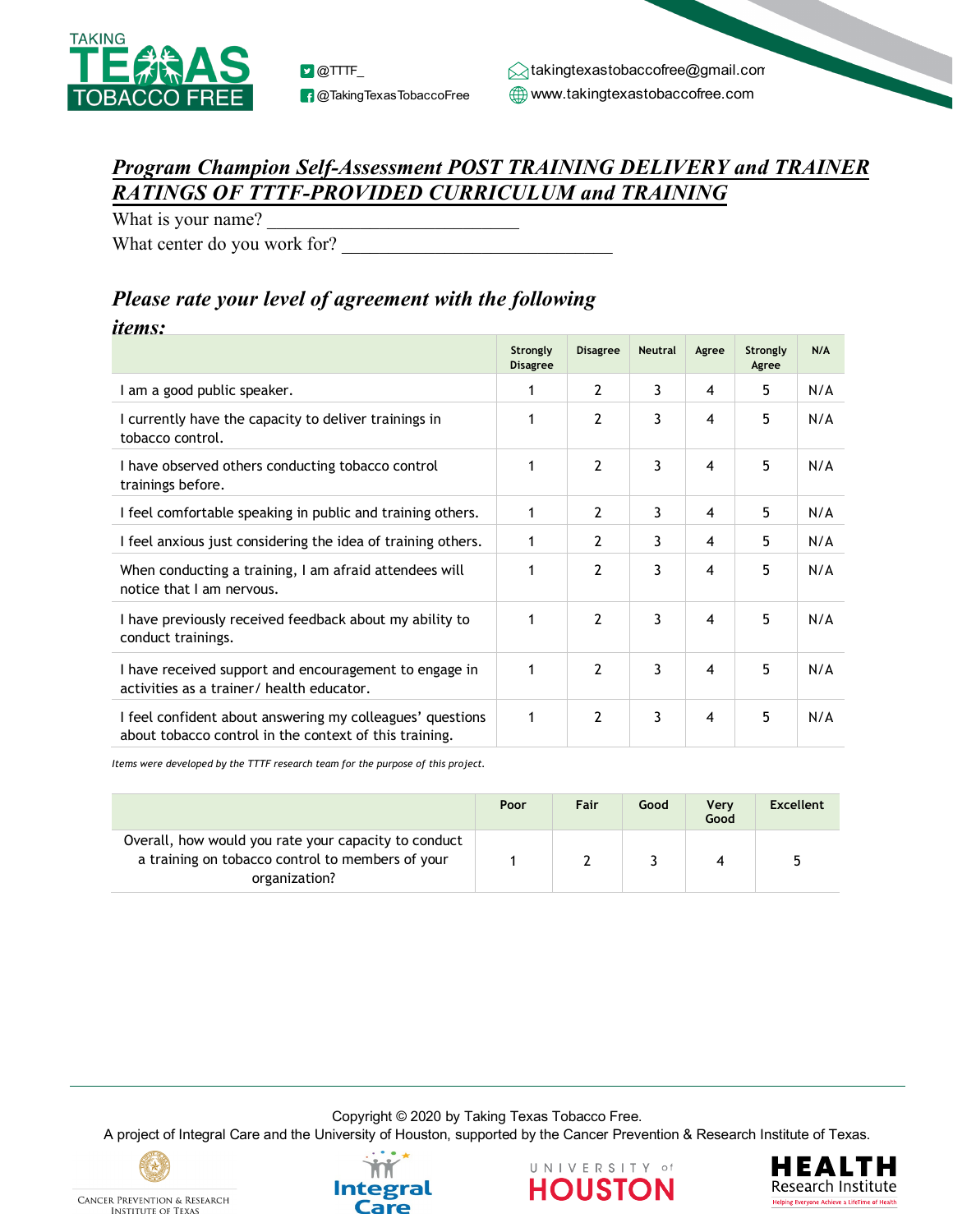TAKING TEXAS TOBACCO FREE

@TTTF_
@TakingTexasTobaccoFree
takingtexastobaccofree@gmail.com
www.takingtexastobaccofree.com

## *Program Champion Self-Assessment POST TRAINING DELIVERY and TRAINER RATINGS OF TTTF-PROVIDED CURRICULUM and TRAINING*

What is your name? ___________________________

What center do you work for? ______________________________

### *Please rate your level of agreement with the following items:*

| | Strongly Disagree | Disagree | Neutral | Agree | Strongly Agree | N/A |
|---|---|---|---|---|---|---|
| I am a good public speaker. | 1 | 2 | 3 | 4 | 5 | N/A |
| I currently have the capacity to deliver trainings in tobacco control. | 1 | 2 | 3 | 4 | 5 | N/A |
| I have observed others conducting tobacco control trainings before. | 1 | 2 | 3 | 4 | 5 | N/A |
| I feel comfortable speaking in public and training others. | 1 | 2 | 3 | 4 | 5 | N/A |
| I feel anxious just considering the idea of training others. | 1 | 2 | 3 | 4 | 5 | N/A |
| When conducting a training, I am afraid attendees will notice that I am nervous. | 1 | 2 | 3 | 4 | 5 | N/A |
| I have previously received feedback about my ability to conduct trainings. | 1 | 2 | 3 | 4 | 5 | N/A |
| I have received support and encouragement to engage in activities as a trainer/ health educator. | 1 | 2 | 3 | 4 | 5 | N/A |
| I feel confident about answering my colleagues' questions about tobacco control in the context of this training. | 1 | 2 | 3 | 4 | 5 | N/A |

*Items were developed by the TTTF research team for the purpose of this project.*

| | Poor | Fair | Good | Very Good | Excellent |
|---|---|---|---|---|---|
| Overall, how would you rate your capacity to conduct a training on tobacco control to members of your organization? | 1 | 2 | 3 | 4 | 5 |

Copyright © 2020 by Taking Texas Tobacco Free.
A project of Integral Care and the University of Houston, supported by the Cancer Prevention & Research Institute of Texas.

Cancer Prevention & Research Institute of Texas | Integral Care | University of Houston | Health Research Institute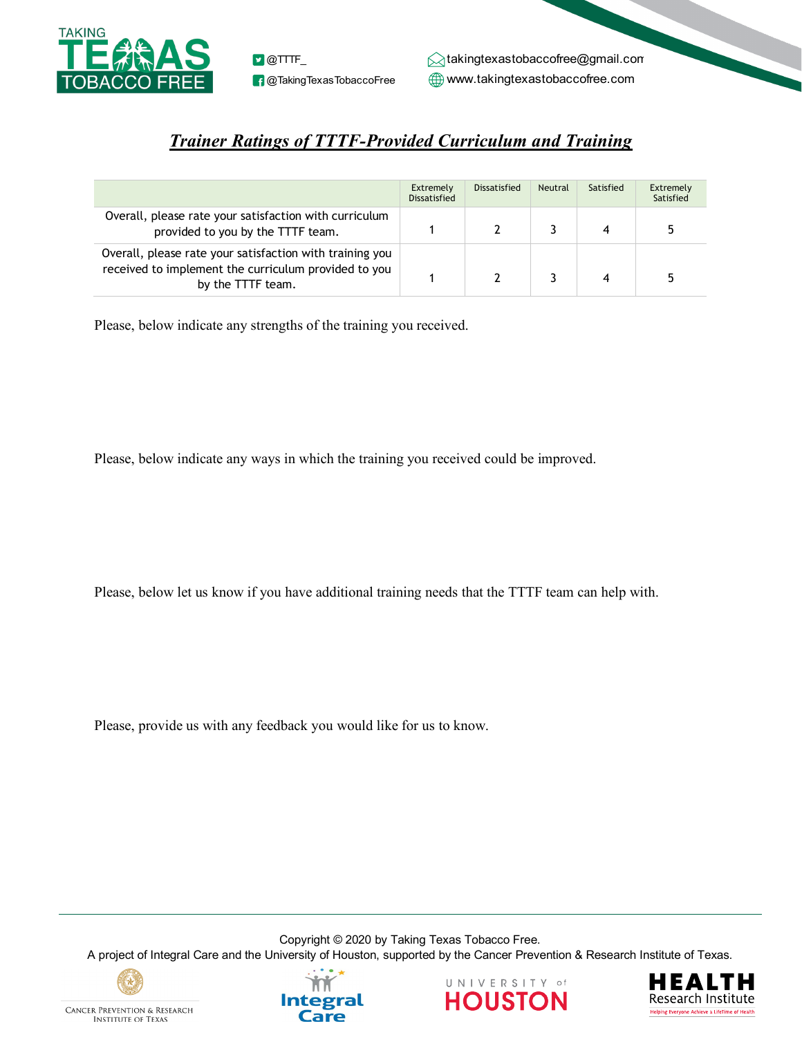## ***Trainer Ratings of TTTF-Provided Curriculum and Training***

| | Extremely Dissatisfied | Dissatisfied | Neutral | Satisfied | Extremely Satisfied |
|---|---|---|---|---|---|
| Overall, please rate your satisfaction with curriculum provided to you by the TTTF team. | 1 | 2 | 3 | 4 | 5 |
| Overall, please rate your satisfaction with training you received to implement the curriculum provided to you by the TTTF team. | 1 | 2 | 3 | 4 | 5 |

Please, below indicate any strengths of the training you received.

Please, below indicate any ways in which the training you received could be improved.

Please, below let us know if you have additional training needs that the TTTF team can help with.

Please, provide us with any feedback you would like for us to know.